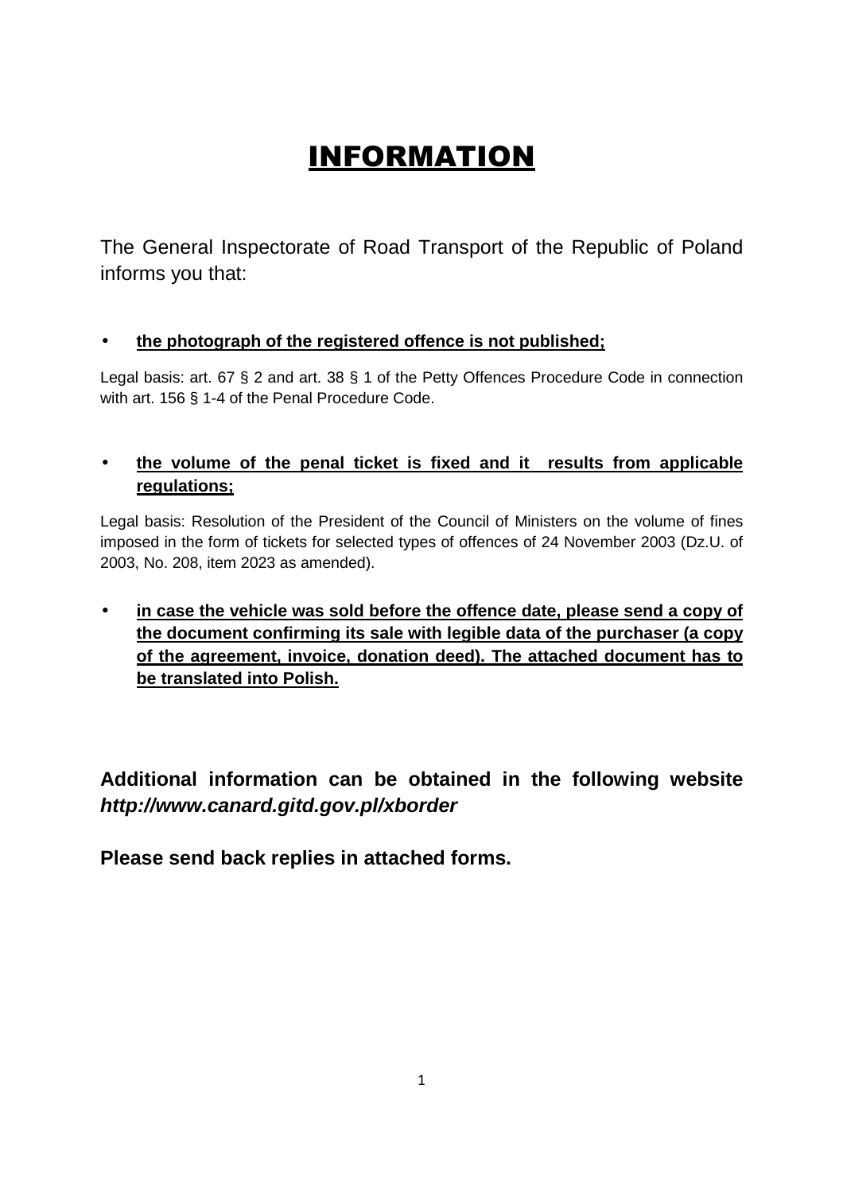# INFORMATION

The General Inspectorate of Road Transport of the Republic of Poland informs you that:

- **the photograph of the registered offence is not published;**

Legal basis: art. 67 § 2 and art. 38 § 1 of the Petty Offences Procedure Code in connection with art. 156 § 1-4 of the Penal Procedure Code.

- **the volume of the penal ticket is fixed and it results from applicable regulations;**

Legal basis: Resolution of the President of the Council of Ministers on the volume of fines imposed in the form of tickets for selected types of offences of 24 November 2003 (Dz.U. of 2003, No. 208, item 2023 as amended).

- **in case the vehicle was sold before the offence date, please send a copy of the document confirming its sale with legible data of the purchaser (a copy of the agreement, invoice, donation deed). The attached document has to be translated into Polish.**

**Additional information can be obtained in the following website *http://www.canard.gitd.gov.pl/xborder***

**Please send back replies in attached forms.**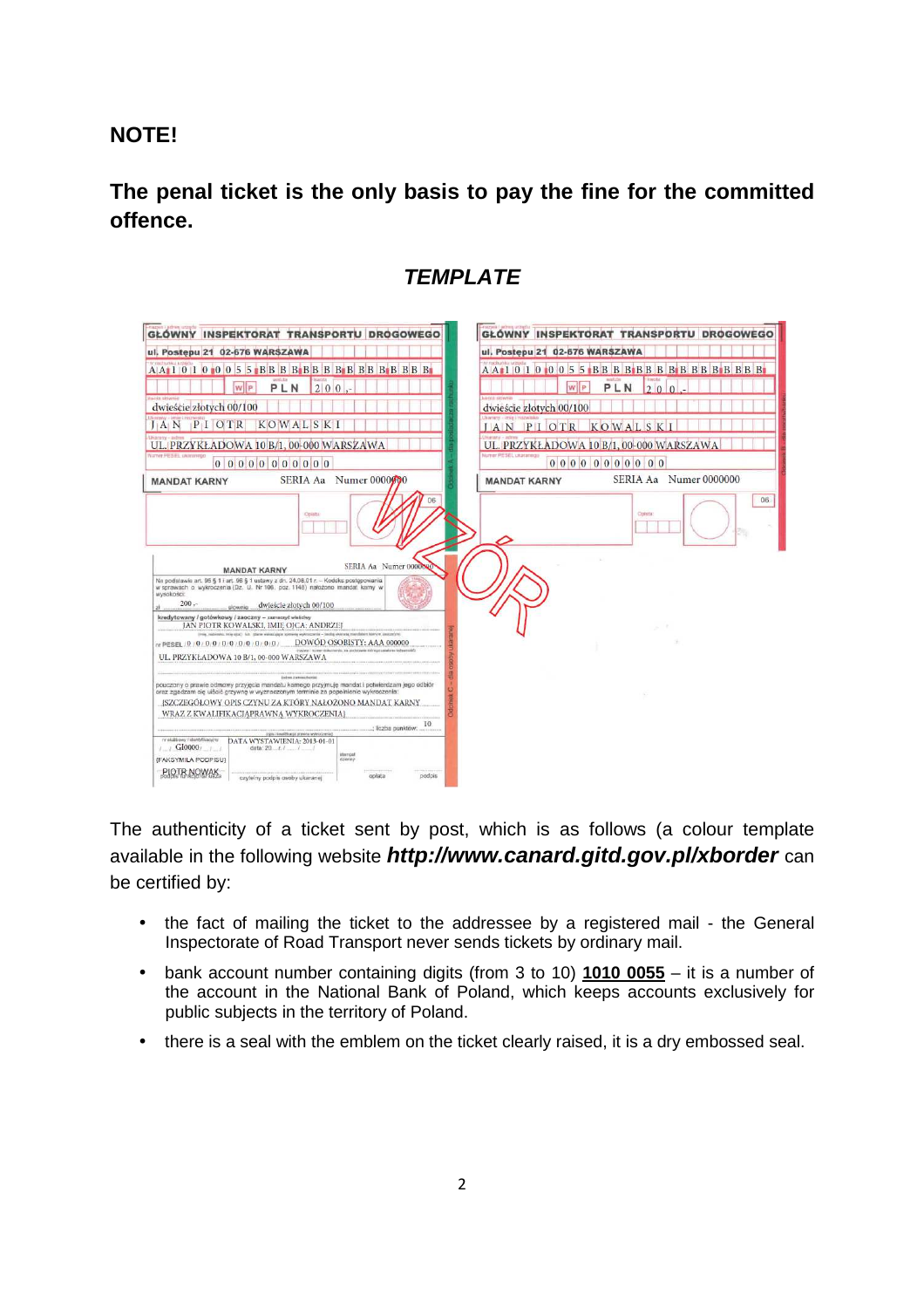**NOTE!**

**The penal ticket is the only basis to pay the fine for the committed offence.**

***TEMPLATE***

The authenticity of a ticket sent by post, which is as follows (a colour template available in the following website ***http://www.canard.gitd.gov.pl/xborder*** can be certified by:

- the fact of mailing the ticket to the addressee by a registered mail - the General Inspectorate of Road Transport never sends tickets by ordinary mail.
- bank account number containing digits (from 3 to 10) **1010 0055** – it is a number of the account in the National Bank of Poland, which keeps accounts exclusively for public subjects in the territory of Poland.
- there is a seal with the emblem on the ticket clearly raised, it is a dry embossed seal.